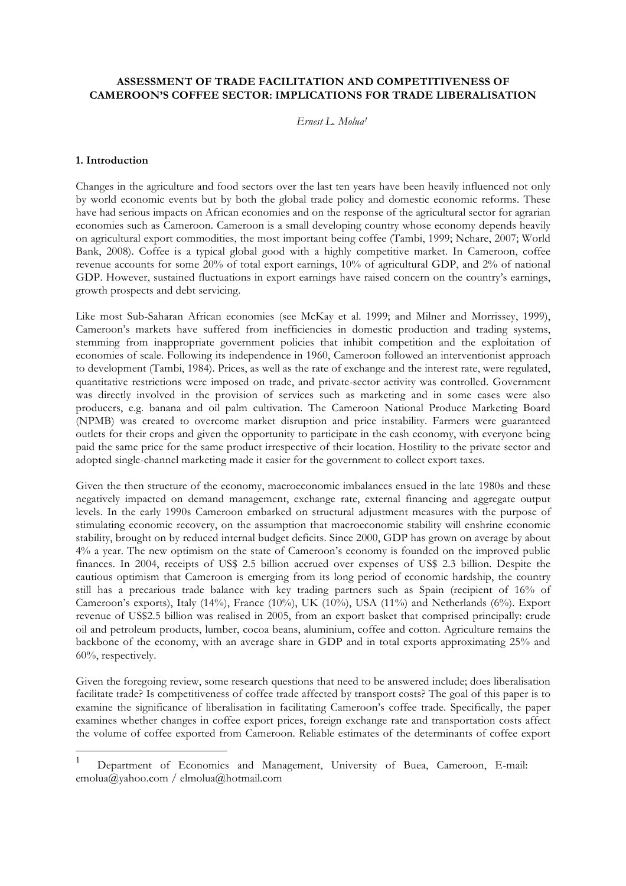# ASSESSMENT OF TRADE FACILITATION AND COMPETITIVENESS OF CAMEROON'S COFFEE SECTOR: IMPLICATIONS FOR TRADE LIBERALISATION

*Ernest L. Molua*[1]

## 1. Introduction

Changes in the agriculture and food sectors over the last ten years have been heavily influenced not only by world economic events but by both the global trade policy and domestic economic reforms. These have had serious impacts on African economies and on the response of the agricultural sector for agrarian economies such as Cameroon. Cameroon is a small developing country whose economy depends heavily on agricultural export commodities, the most important being coffee (Tambi, 1999; Nchare, 2007; World Bank, 2008). Coffee is a typical global good with a highly competitive market. In Cameroon, coffee revenue accounts for some 20% of total export earnings, 10% of agricultural GDP, and 2% of national GDP. However, sustained fluctuations in export earnings have raised concern on the country's earnings, growth prospects and debt servicing.

Like most Sub-Saharan African economies (see McKay et al. 1999; and Milner and Morrissey, 1999), Cameroon's markets have suffered from inefficiencies in domestic production and trading systems, stemming from inappropriate government policies that inhibit competition and the exploitation of economies of scale. Following its independence in 1960, Cameroon followed an interventionist approach to development (Tambi, 1984). Prices, as well as the rate of exchange and the interest rate, were regulated, quantitative restrictions were imposed on trade, and private-sector activity was controlled. Government was directly involved in the provision of services such as marketing and in some cases were also producers, e.g. banana and oil palm cultivation. The Cameroon National Produce Marketing Board (NPMB) was created to overcome market disruption and price instability. Farmers were guaranteed outlets for their crops and given the opportunity to participate in the cash economy, with everyone being paid the same price for the same product irrespective of their location. Hostility to the private sector and adopted single-channel marketing made it easier for the government to collect export taxes.

Given the then structure of the economy, macroeconomic imbalances ensued in the late 1980s and these negatively impacted on demand management, exchange rate, external financing and aggregate output levels. In the early 1990s Cameroon embarked on structural adjustment measures with the purpose of stimulating economic recovery, on the assumption that macroeconomic stability will enshrine economic stability, brought on by reduced internal budget deficits. Since 2000, GDP has grown on average by about 4% a year. The new optimism on the state of Cameroon's economy is founded on the improved public finances. In 2004, receipts of US$ 2.5 billion accrued over expenses of US$ 2.3 billion. Despite the cautious optimism that Cameroon is emerging from its long period of economic hardship, the country still has a precarious trade balance with key trading partners such as Spain (recipient of 16% of Cameroon's exports), Italy (14%), France (10%), UK (10%), USA (11%) and Netherlands (6%). Export revenue of US$2.5 billion was realised in 2005, from an export basket that comprised principally: crude oil and petroleum products, lumber, cocoa beans, aluminium, coffee and cotton. Agriculture remains the backbone of the economy, with an average share in GDP and in total exports approximating 25% and 60%, respectively.

Given the foregoing review, some research questions that need to be answered include; does liberalisation facilitate trade? Is competitiveness of coffee trade affected by transport costs? The goal of this paper is to examine the significance of liberalisation in facilitating Cameroon's coffee trade. Specifically, the paper examines whether changes in coffee export prices, foreign exchange rate and transportation costs affect the volume of coffee exported from Cameroon. Reliable estimates of the determinants of coffee export

---

[1] Department of Economics and Management, University of Buea, Cameroon, E-mail: emolua@yahoo.com / elmolua@hotmail.com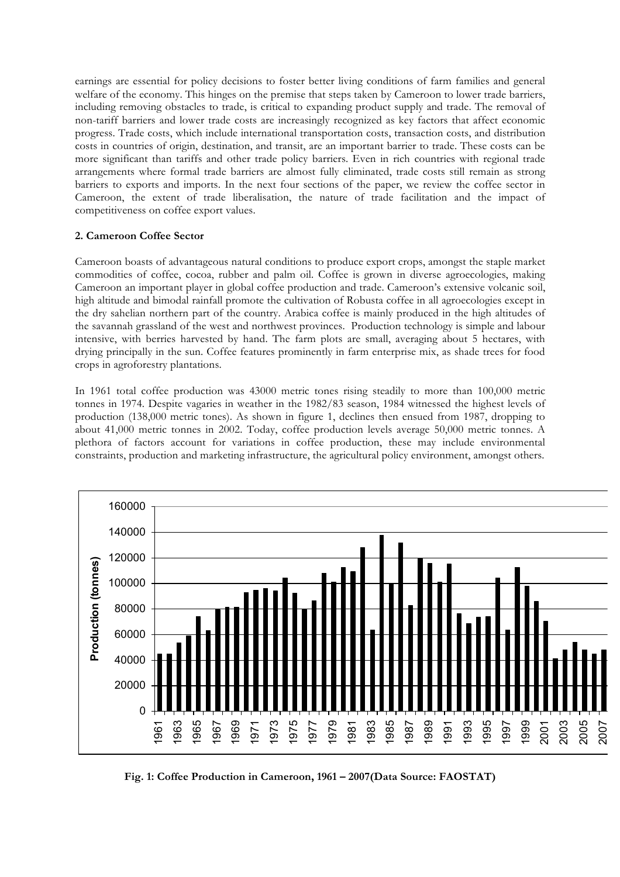earnings are essential for policy decisions to foster better living conditions of farm families and general welfare of the economy. This hinges on the premise that steps taken by Cameroon to lower trade barriers, including removing obstacles to trade, is critical to expanding product supply and trade. The removal of non-tariff barriers and lower trade costs are increasingly recognized as key factors that affect economic progress. Trade costs, which include international transportation costs, transaction costs, and distribution costs in countries of origin, destination, and transit, are an important barrier to trade. These costs can be more significant than tariffs and other trade policy barriers. Even in rich countries with regional trade arrangements where formal trade barriers are almost fully eliminated, trade costs still remain as strong barriers to exports and imports. In the next four sections of the paper, we review the coffee sector in Cameroon, the extent of trade liberalisation, the nature of trade facilitation and the impact of competitiveness on coffee export values.

## 2. Cameroon Coffee Sector

Cameroon boasts of advantageous natural conditions to produce export crops, amongst the staple market commodities of coffee, cocoa, rubber and palm oil. Coffee is grown in diverse agroecologies, making Cameroon an important player in global coffee production and trade. Cameroon's extensive volcanic soil, high altitude and bimodal rainfall promote the cultivation of Robusta coffee in all agroecologies except in the dry sahelian northern part of the country. Arabica coffee is mainly produced in the high altitudes of the savannah grassland of the west and northwest provinces. Production technology is simple and labour intensive, with berries harvested by hand. The farm plots are small, averaging about 5 hectares, with drying principally in the sun. Coffee features prominently in farm enterprise mix, as shade trees for food crops in agroforestry plantations.

In 1961 total coffee production was 43000 metric tones rising steadily to more than 100,000 metric tonnes in 1974. Despite vagaries in weather in the 1982/83 season, 1984 witnessed the highest levels of production (138,000 metric tones). As shown in figure 1, declines then ensued from 1987, dropping to about 41,000 metric tonnes in 2002. Today, coffee production levels average 50,000 metric tonnes. A plethora of factors account for variations in coffee production, these may include environmental constraints, production and marketing infrastructure, the agricultural policy environment, amongst others.

**Fig. 1: Coffee Production in Cameroon, 1961 – 2007(Data Source: FAOSTAT)**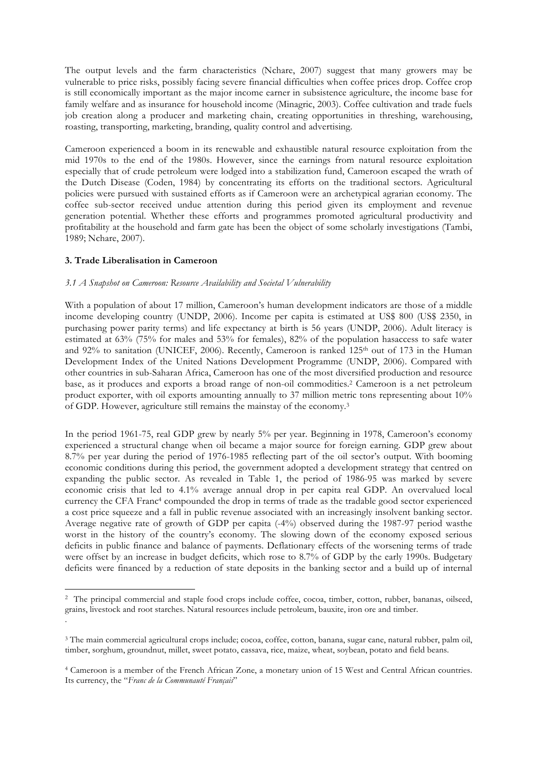The output levels and the farm characteristics (Nchare, 2007) suggest that many growers may be vulnerable to price risks, possibly facing severe financial difficulties when coffee prices drop. Coffee crop is still economically important as the major income earner in subsistence agriculture, the income base for family welfare and as insurance for household income (Minagric, 2003). Coffee cultivation and trade fuels job creation along a producer and marketing chain, creating opportunities in threshing, warehousing, roasting, transporting, marketing, branding, quality control and advertising.

Cameroon experienced a boom in its renewable and exhaustible natural resource exploitation from the mid 1970s to the end of the 1980s. However, since the earnings from natural resource exploitation especially that of crude petroleum were lodged into a stabilization fund, Cameroon escaped the wrath of the Dutch Disease (Coden, 1984) by concentrating its efforts on the traditional sectors. Agricultural policies were pursued with sustained efforts as if Cameroon were an archetypical agrarian economy. The coffee sub-sector received undue attention during this period given its employment and revenue generation potential. Whether these efforts and programmes promoted agricultural productivity and profitability at the household and farm gate has been the object of some scholarly investigations (Tambi, 1989; Nchare, 2007).

## 3. Trade Liberalisation in Cameroon

### *3.1 A Snapshot on Cameroon: Resource Availability and Societal Vulnerability*

With a population of about 17 million, Cameroon's human development indicators are those of a middle income developing country (UNDP, 2006). Income per capita is estimated at US$ 800 (US$ 2350, in purchasing power parity terms) and life expectancy at birth is 56 years (UNDP, 2006). Adult literacy is estimated at 63% (75% for males and 53% for females), 82% of the population hasaccess to safe water and 92% to sanitation (UNICEF, 2006). Recently, Cameroon is ranked 125th out of 173 in the Human Development Index of the United Nations Development Programme (UNDP, 2006). Compared with other countries in sub-Saharan Africa, Cameroon has one of the most diversified production and resource base, as it produces and exports a broad range of non-oil commodities.[2] Cameroon is a net petroleum product exporter, with oil exports amounting annually to 37 million metric tons representing about 10% of GDP. However, agriculture still remains the mainstay of the economy.[3]

In the period 1961-75, real GDP grew by nearly 5% per year. Beginning in 1978, Cameroon's economy experienced a structural change when oil became a major source for foreign earning. GDP grew about 8.7% per year during the period of 1976-1985 reflecting part of the oil sector's output. With booming economic conditions during this period, the government adopted a development strategy that centred on expanding the public sector. As revealed in Table 1, the period of 1986-95 was marked by severe economic crisis that led to 4.1% average annual drop in per capita real GDP. An overvalued local currency the CFA Franc[4] compounded the drop in terms of trade as the tradable good sector experienced a cost price squeeze and a fall in public revenue associated with an increasingly insolvent banking sector. Average negative rate of growth of GDP per capita (-4%) observed during the 1987-97 period wasthe worst in the history of the country's economy. The slowing down of the economy exposed serious deficits in public finance and balance of payments. Deflationary effects of the worsening terms of trade were offset by an increase in budget deficits, which rose to 8.7% of GDP by the early 1990s. Budgetary deficits were financed by a reduction of state deposits in the banking sector and a build up of internal

---

[2] The principal commercial and staple food crops include coffee, cocoa, timber, cotton, rubber, bananas, oilseed, grains, livestock and root starches. Natural resources include petroleum, bauxite, iron ore and timber.

[3] The main commercial agricultural crops include; cocoa, coffee, cotton, banana, sugar cane, natural rubber, palm oil, timber, sorghum, groundnut, millet, sweet potato, cassava, rice, maize, wheat, soybean, potato and field beans.

[4] Cameroon is a member of the French African Zone, a monetary union of 15 West and Central African countries. Its currency, the "*Franc de la Communauté Françai*s"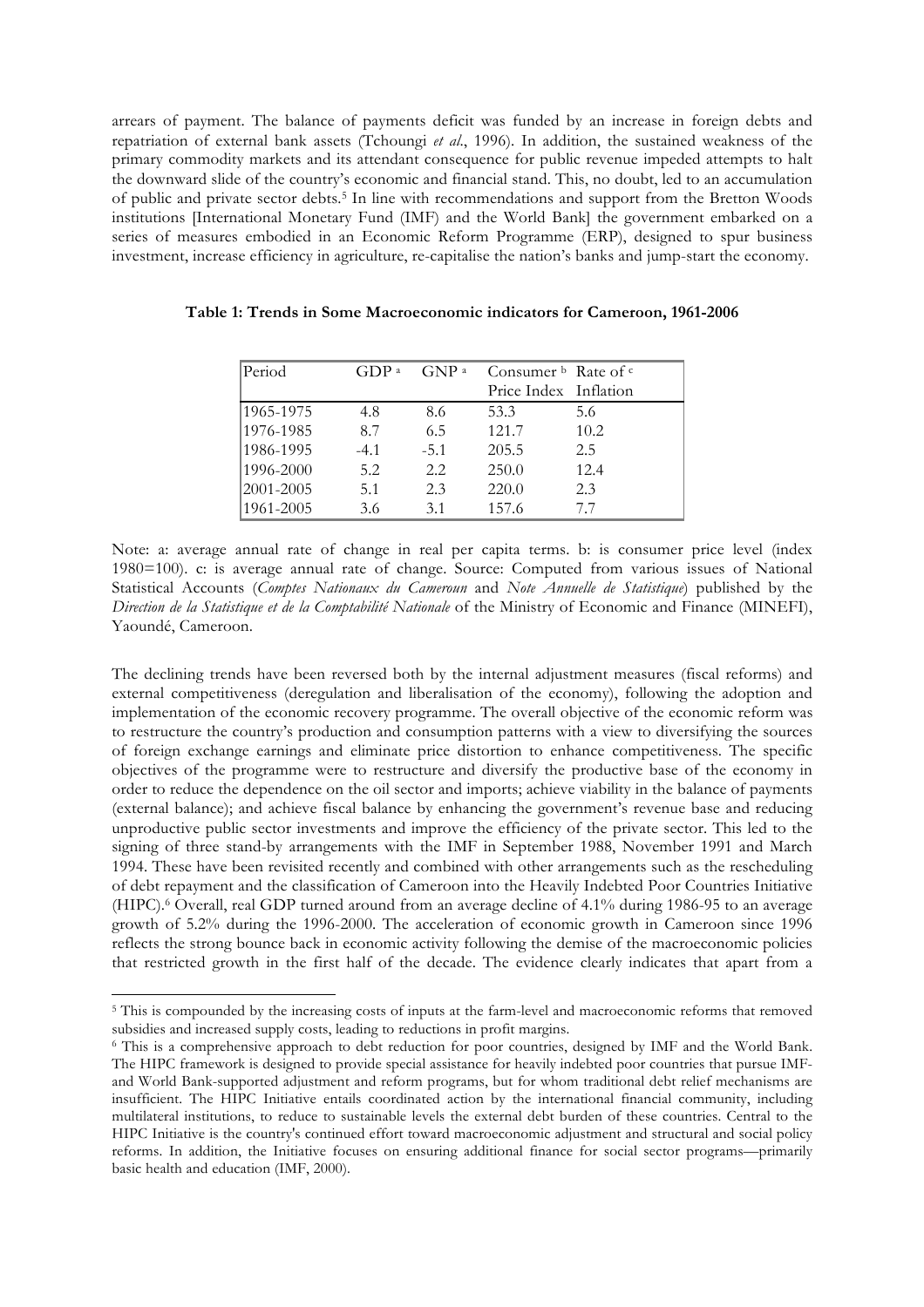arrears of payment. The balance of payments deficit was funded by an increase in foreign debts and repatriation of external bank assets (Tchoungi *et al*., 1996). In addition, the sustained weakness of the primary commodity markets and its attendant consequence for public revenue impeded attempts to halt the downward slide of the country's economic and financial stand. This, no doubt, led to an accumulation of public and private sector debts.[5] In line with recommendations and support from the Bretton Woods institutions [International Monetary Fund (IMF) and the World Bank] the government embarked on a series of measures embodied in an Economic Reform Programme (ERP), designed to spur business investment, increase efficiency in agriculture, re-capitalise the nation's banks and jump-start the economy.

**Table 1: Trends in Some Macroeconomic indicators for Cameroon, 1961-2006**

| Period | GDP [a] | GNP [a] | Consumer [b] Price Index | Rate of [c] Inflation |
|---|---|---|---|---|
| 1965-1975 | 4.8 | 8.6 | 53.3 | 5.6 |
| 1976-1985 | 8.7 | 6.5 | 121.7 | 10.2 |
| 1986-1995 | -4.1 | -5.1 | 205.5 | 2.5 |
| 1996-2000 | 5.2 | 2.2 | 250.0 | 12.4 |
| 2001-2005 | 5.1 | 2.3 | 220.0 | 2.3 |
| 1961-2005 | 3.6 | 3.1 | 157.6 | 7.7 |

Note: a: average annual rate of change in real per capita terms. b: is consumer price level (index 1980=100). c: is average annual rate of change. Source: Computed from various issues of National Statistical Accounts (*Comptes Nationaux du Cameroun* and *Note Annuelle de Statistique*) published by the *Direction de la Statistique et de la Comptabilité Nationale* of the Ministry of Economic and Finance (MINEFI), Yaoundé, Cameroon.

The declining trends have been reversed both by the internal adjustment measures (fiscal reforms) and external competitiveness (deregulation and liberalisation of the economy), following the adoption and implementation of the economic recovery programme. The overall objective of the economic reform was to restructure the country's production and consumption patterns with a view to diversifying the sources of foreign exchange earnings and eliminate price distortion to enhance competitiveness. The specific objectives of the programme were to restructure and diversify the productive base of the economy in order to reduce the dependence on the oil sector and imports; achieve viability in the balance of payments (external balance); and achieve fiscal balance by enhancing the government's revenue base and reducing unproductive public sector investments and improve the efficiency of the private sector. This led to the signing of three stand-by arrangements with the IMF in September 1988, November 1991 and March 1994. These have been revisited recently and combined with other arrangements such as the rescheduling of debt repayment and the classification of Cameroon into the Heavily Indebted Poor Countries Initiative (HIPC).[6] Overall, real GDP turned around from an average decline of 4.1% during 1986-95 to an average growth of 5.2% during the 1996-2000. The acceleration of economic growth in Cameroon since 1996 reflects the strong bounce back in economic activity following the demise of the macroeconomic policies that restricted growth in the first half of the decade. The evidence clearly indicates that apart from a

---

[5] This is compounded by the increasing costs of inputs at the farm-level and macroeconomic reforms that removed subsidies and increased supply costs, leading to reductions in profit margins.

[6] This is a comprehensive approach to debt reduction for poor countries, designed by IMF and the World Bank. The HIPC framework is designed to provide special assistance for heavily indebted poor countries that pursue IMF- and World Bank-supported adjustment and reform programs, but for whom traditional debt relief mechanisms are insufficient. The HIPC Initiative entails coordinated action by the international financial community, including multilateral institutions, to reduce to sustainable levels the external debt burden of these countries. Central to the HIPC Initiative is the country's continued effort toward macroeconomic adjustment and structural and social policy reforms. In addition, the Initiative focuses on ensuring additional finance for social sector programs—primarily basic health and education (IMF, 2000).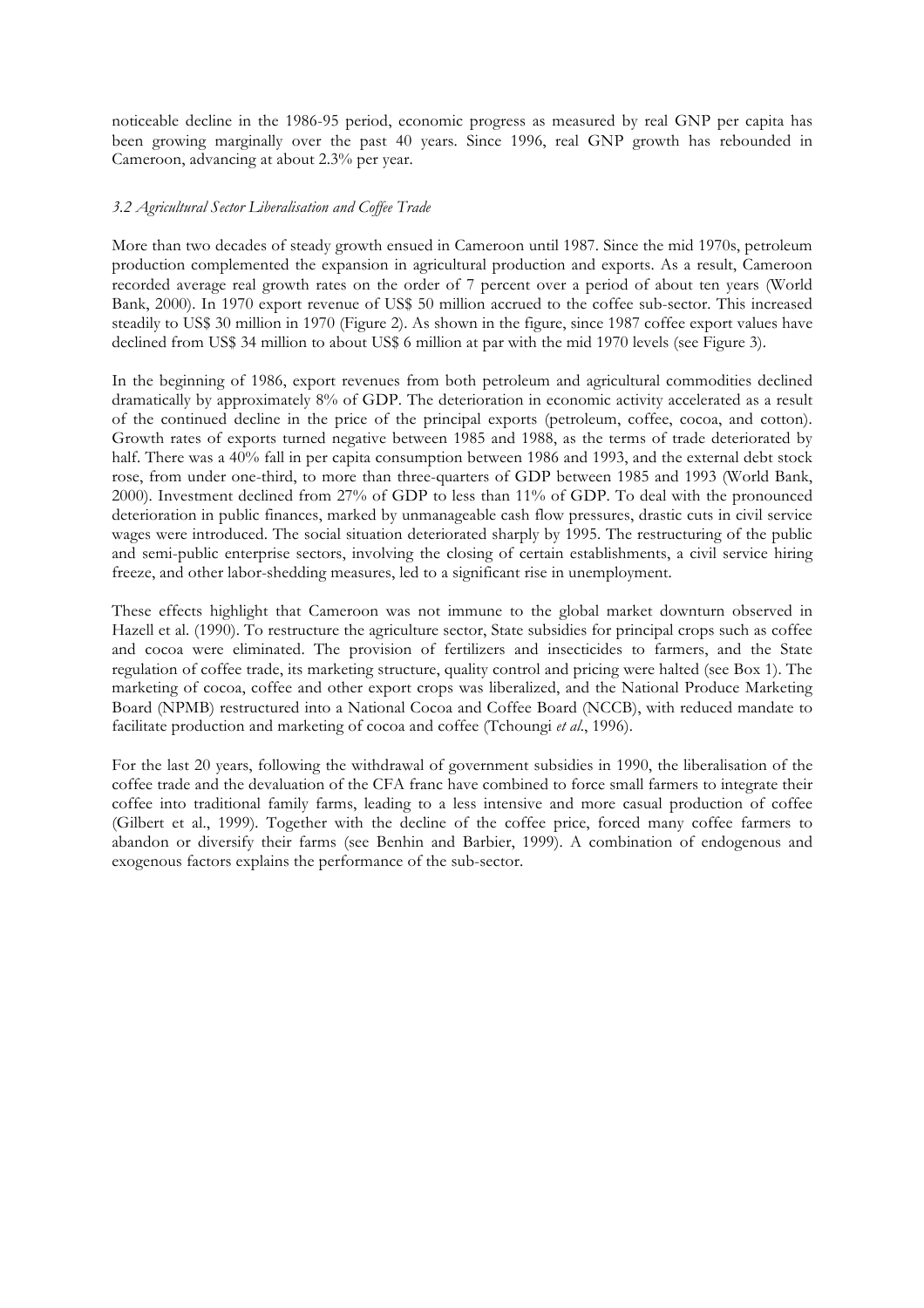noticeable decline in the 1986-95 period, economic progress as measured by real GNP per capita has been growing marginally over the past 40 years. Since 1996, real GNP growth has rebounded in Cameroon, advancing at about 2.3% per year.

### *3.2 Agricultural Sector Liberalisation and Coffee Trade*

More than two decades of steady growth ensued in Cameroon until 1987. Since the mid 1970s, petroleum production complemented the expansion in agricultural production and exports. As a result, Cameroon recorded average real growth rates on the order of 7 percent over a period of about ten years (World Bank, 2000). In 1970 export revenue of US$ 50 million accrued to the coffee sub-sector. This increased steadily to US$ 30 million in 1970 (Figure 2). As shown in the figure, since 1987 coffee export values have declined from US$ 34 million to about US$ 6 million at par with the mid 1970 levels (see Figure 3).

In the beginning of 1986, export revenues from both petroleum and agricultural commodities declined dramatically by approximately 8% of GDP. The deterioration in economic activity accelerated as a result of the continued decline in the price of the principal exports (petroleum, coffee, cocoa, and cotton). Growth rates of exports turned negative between 1985 and 1988, as the terms of trade deteriorated by half. There was a 40% fall in per capita consumption between 1986 and 1993, and the external debt stock rose, from under one-third, to more than three-quarters of GDP between 1985 and 1993 (World Bank, 2000). Investment declined from 27% of GDP to less than 11% of GDP. To deal with the pronounced deterioration in public finances, marked by unmanageable cash flow pressures, drastic cuts in civil service wages were introduced. The social situation deteriorated sharply by 1995. The restructuring of the public and semi-public enterprise sectors, involving the closing of certain establishments, a civil service hiring freeze, and other labor-shedding measures, led to a significant rise in unemployment.

These effects highlight that Cameroon was not immune to the global market downturn observed in Hazell et al. (1990). To restructure the agriculture sector, State subsidies for principal crops such as coffee and cocoa were eliminated. The provision of fertilizers and insecticides to farmers, and the State regulation of coffee trade, its marketing structure, quality control and pricing were halted (see Box 1). The marketing of cocoa, coffee and other export crops was liberalized, and the National Produce Marketing Board (NPMB) restructured into a National Cocoa and Coffee Board (NCCB), with reduced mandate to facilitate production and marketing of cocoa and coffee (Tchoungi *et al*., 1996).

For the last 20 years, following the withdrawal of government subsidies in 1990, the liberalisation of the coffee trade and the devaluation of the CFA franc have combined to force small farmers to integrate their coffee into traditional family farms, leading to a less intensive and more casual production of coffee (Gilbert et al., 1999). Together with the decline of the coffee price, forced many coffee farmers to abandon or diversify their farms (see Benhin and Barbier, 1999). A combination of endogenous and exogenous factors explains the performance of the sub-sector.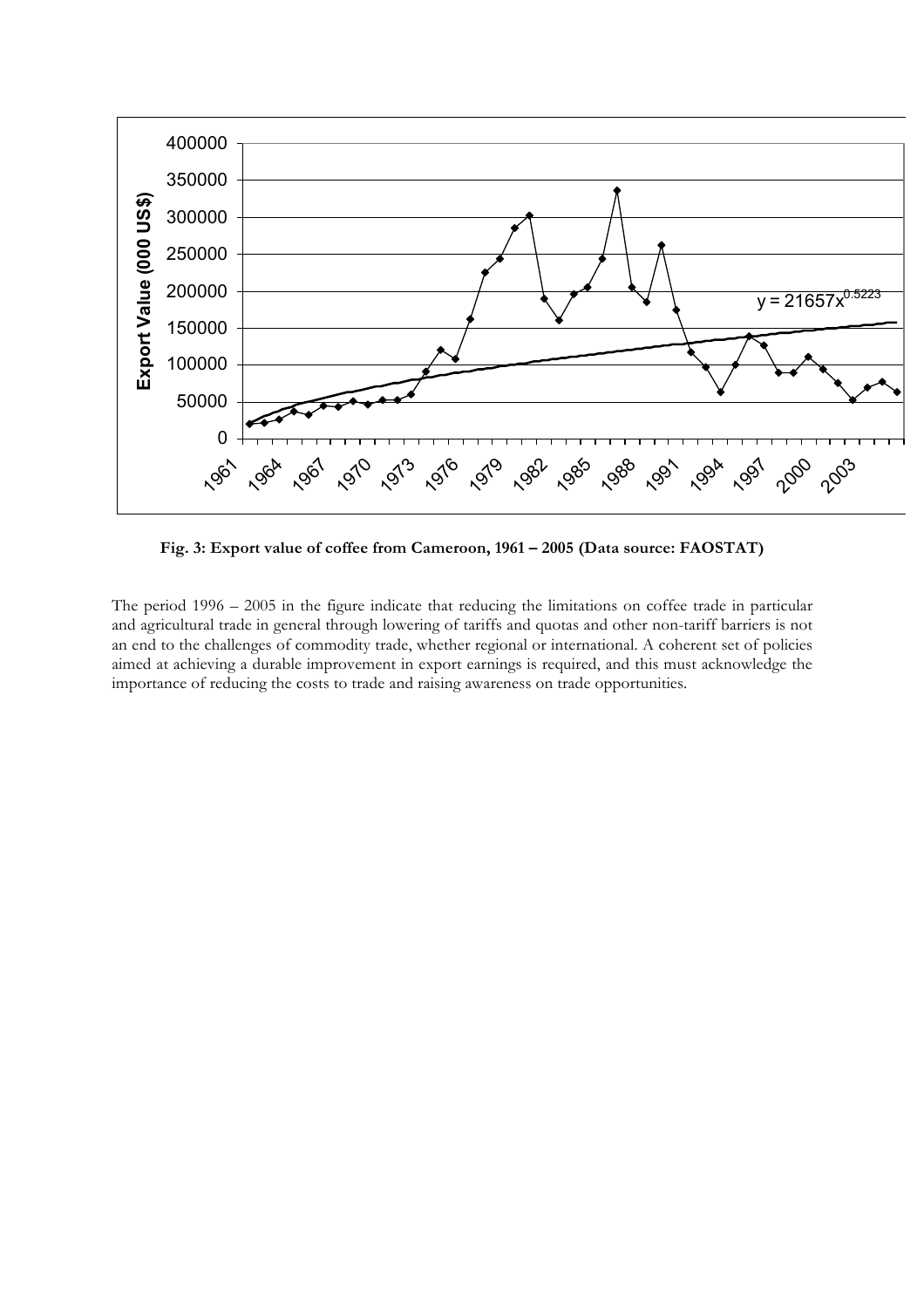**Fig. 3: Export value of coffee from Cameroon, 1961 – 2005 (Data source: FAOSTAT)**

The period 1996 – 2005 in the figure indicate that reducing the limitations on coffee trade in particular and agricultural trade in general through lowering of tariffs and quotas and other non-tariff barriers is not an end to the challenges of commodity trade, whether regional or international. A coherent set of policies aimed at achieving a durable improvement in export earnings is required, and this must acknowledge the importance of reducing the costs to trade and raising awareness on trade opportunities.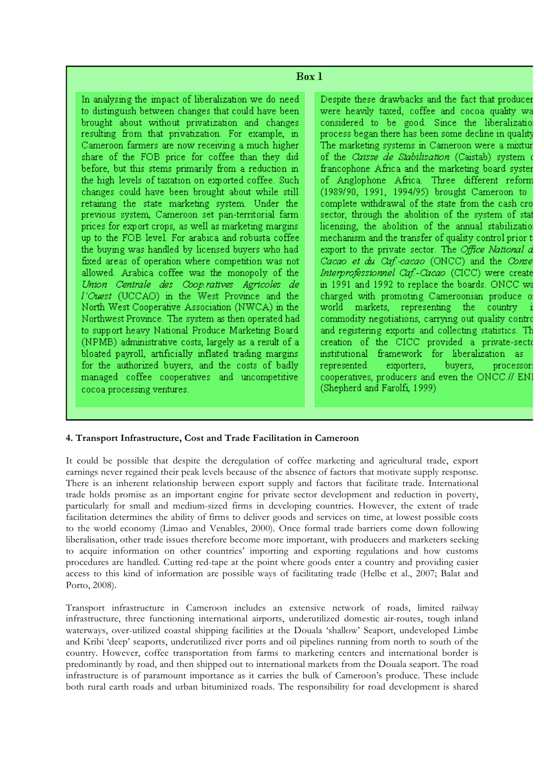**Box 1**

In analysing the impact of liberalization we do need to distinguish between changes that could have been brought about without privatization and changes resulting from that privatization. For example, in Cameroon farmers are now receiving a much higher share of the FOB price for coffee than they did before, but this stems primarily from a reduction in the high levels of taxation on exported coffee. Such changes could have been brought about while still retaining the state marketing system. Under the previous system, Cameroon set pan-territorial farm prices for export crops, as well as marketing margins up to the FOB level. For arabica and robusta coffee the buying was handled by licensed buyers who had fixed areas of operation where competition was not allowed. Arabica coffee was the monopoly of the *Union Centrale des Coop.ratives Agricoles de l'Ouest* (UCCAO) in the West Province and the North West Cooperative Association (NWCA) in the Northwest Province. The system as then operated had to support heavy National Produce Marketing Board (NPMB) administrative costs, largely as a result of a bloated payroll, artificially inflated trading margins for the authorized buyers, and the costs of badly managed coffee cooperatives and uncompetitive cocoa processing ventures.

Despite these drawbacks and the fact that producer were heavily taxed, coffee and cocoa quality wa considered to be good. Since the liberalizatio process began there has been some decline in quality The marketing systems in Cameroon were a mixtur of the *Caisse de Stabilisation* (Caistab) system c francophone Africa and the marketing board syster of Anglophone Africa. Three different reform (1989/90, 1991, 1994/95) brought Cameroon to complete withdrawal of the state from the cash cro sector, through the abolition of the system of stat licensing, the abolition of the annual stabilizatio mechanism and the transfer of quality control prior t export to the private sector. The *Office National d Cacao et du Caf.-cacao* (ONCC) and the *Conse Interprofessionnel Caf.-Cacao* (CICC) were create in 1991 and 1992 to replace the boards. ONCC wa charged with promoting Cameroonian produce o world markets, representing the country i commodity negotiations, carrying out quality contro and registering exports and collecting statistics. Th creation of the CICC provided a private-secto institutional framework for liberalization as represented exporters, buyers, processor cooperatives, producers and even the ONCC.// ENI (Shepherd and Farolfi, 1999)

## 4. Transport Infrastructure, Cost and Trade Facilitation in Cameroon

It could be possible that despite the deregulation of coffee marketing and agricultural trade, export earnings never regained their peak levels because of the absence of factors that motivate supply response. There is an inherent relationship between export supply and factors that facilitate trade. International trade holds promise as an important engine for private sector development and reduction in poverty, particularly for small and medium-sized firms in developing countries. However, the extent of trade facilitation determines the ability of firms to deliver goods and services on time, at lowest possible costs to the world economy (Limao and Venables, 2000). Once formal trade barriers come down following liberalisation, other trade issues therefore become more important, with producers and marketers seeking to acquire information on other countries' importing and exporting regulations and how customs procedures are handled. Cutting red-tape at the point where goods enter a country and providing easier access to this kind of information are possible ways of facilitating trade (Helbe et al., 2007; Balat and Porto, 2008).

Transport infrastructure in Cameroon includes an extensive network of roads, limited railway infrastructure, three functioning international airports, underutilized domestic air-routes, tough inland waterways, over-utilized coastal shipping facilities at the Douala 'shallow' Seaport, undeveloped Limbe and Kribi 'deep' seaports, underutilized river ports and oil pipelines running from north to south of the country. However, coffee transportation from farms to marketing centers and international border is predominantly by road, and then shipped out to international markets from the Douala seaport. The road infrastructure is of paramount importance as it carries the bulk of Cameroon's produce. These include both rural earth roads and urban bituminized roads. The responsibility for road development is shared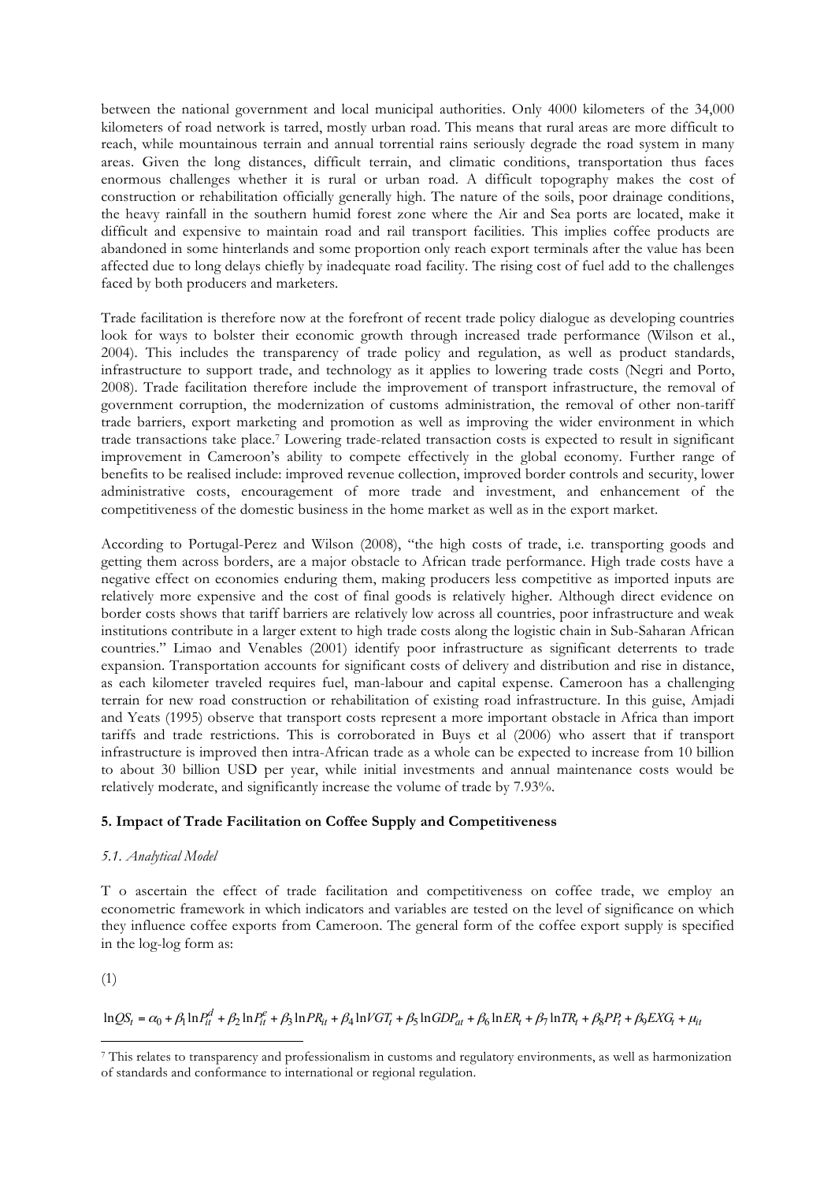between the national government and local municipal authorities. Only 4000 kilometers of the 34,000 kilometers of road network is tarred, mostly urban road. This means that rural areas are more difficult to reach, while mountainous terrain and annual torrential rains seriously degrade the road system in many areas. Given the long distances, difficult terrain, and climatic conditions, transportation thus faces enormous challenges whether it is rural or urban road. A difficult topography makes the cost of construction or rehabilitation officially generally high. The nature of the soils, poor drainage conditions, the heavy rainfall in the southern humid forest zone where the Air and Sea ports are located, make it difficult and expensive to maintain road and rail transport facilities. This implies coffee products are abandoned in some hinterlands and some proportion only reach export terminals after the value has been affected due to long delays chiefly by inadequate road facility. The rising cost of fuel add to the challenges faced by both producers and marketers.

Trade facilitation is therefore now at the forefront of recent trade policy dialogue as developing countries look for ways to bolster their economic growth through increased trade performance (Wilson et al., 2004). This includes the transparency of trade policy and regulation, as well as product standards, infrastructure to support trade, and technology as it applies to lowering trade costs (Negri and Porto, 2008). Trade facilitation therefore include the improvement of transport infrastructure, the removal of government corruption, the modernization of customs administration, the removal of other non-tariff trade barriers, export marketing and promotion as well as improving the wider environment in which trade transactions take place.[7] Lowering trade-related transaction costs is expected to result in significant improvement in Cameroon's ability to compete effectively in the global economy. Further range of benefits to be realised include: improved revenue collection, improved border controls and security, lower administrative costs, encouragement of more trade and investment, and enhancement of the competitiveness of the domestic business in the home market as well as in the export market.

According to Portugal-Perez and Wilson (2008), "the high costs of trade, i.e. transporting goods and getting them across borders, are a major obstacle to African trade performance. High trade costs have a negative effect on economies enduring them, making producers less competitive as imported inputs are relatively more expensive and the cost of final goods is relatively higher. Although direct evidence on border costs shows that tariff barriers are relatively low across all countries, poor infrastructure and weak institutions contribute in a larger extent to high trade costs along the logistic chain in Sub-Saharan African countries." Limao and Venables (2001) identify poor infrastructure as significant deterrents to trade expansion. Transportation accounts for significant costs of delivery and distribution and rise in distance, as each kilometer traveled requires fuel, man-labour and capital expense. Cameroon has a challenging terrain for new road construction or rehabilitation of existing road infrastructure. In this guise, Amjadi and Yeats (1995) observe that transport costs represent a more important obstacle in Africa than import tariffs and trade restrictions. This is corroborated in Buys et al (2006) who assert that if transport infrastructure is improved then intra-African trade as a whole can be expected to increase from 10 billion to about 30 billion USD per year, while initial investments and annual maintenance costs would be relatively moderate, and significantly increase the volume of trade by 7.93%.

**5. Impact of Trade Facilitation on Coffee Supply and Competitiveness**

*5.1. Analytical Model*

To ascertain the effect of trade facilitation and competitiveness on coffee trade, we employ an econometric framework in which indicators and variables are tested on the level of significance on which they influence coffee exports from Cameroon. The general form of the coffee export supply is specified in the log-log form as:

(1)

$$\ln QS_t = \alpha_0 + \beta_1 \ln P_{it}^d + \beta_2 \ln P_{it}^e + \beta_3 \ln PR_{it} + \beta_4 \ln VGT_t + \beta_5 \ln GDP_{at} + \beta_6 \ln ER_t + \beta_7 \ln TR_t + \beta_8 PP_t + \beta_9 EXG_t + \mu_{it}$$

[7] This relates to transparency and professionalism in customs and regulatory environments, as well as harmonization of standards and conformance to international or regional regulation.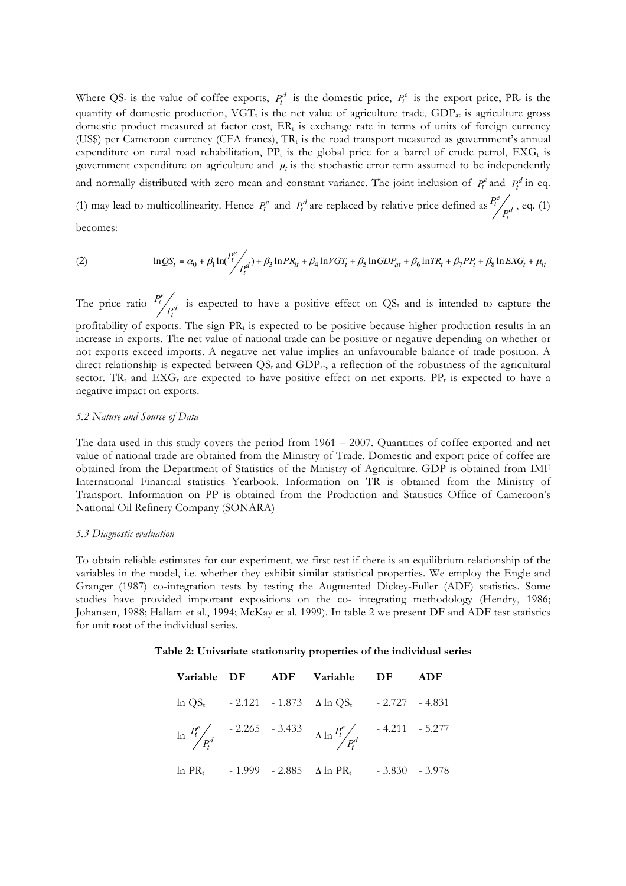Where $QS_t$ is the value of coffee exports, $P_t^d$ is the domestic price, $P_t^e$ is the export price, $PR_t$ is the quantity of domestic production, $VGT_t$ is the net value of agriculture trade, $GDP_{at}$ is agriculture gross domestic product measured at factor cost, $ER_t$ is exchange rate in terms of units of foreign currency (US$) per Cameroon currency (CFA francs), $TR_t$ is the road transport measured as government's annual expenditure on rural road rehabilitation, $PP_t$ is the global price for a barrel of crude petrol, $EXG_t$ is government expenditure on agriculture and $\mu_t$ is the stochastic error term assumed to be independently and normally distributed with zero mean and constant variance. The joint inclusion of $P_t^e$ and $P_t^d$ in eq. (1) may lead to multicollinearity. Hence $P_t^e$ and $P_t^d$ are replaced by relative price defined as $P_t^e / P_t^d$, eq. (1) becomes:

$$\ln QS_t = \alpha_0 + \beta_1 \ln(P_t^e / P_t^d) + \beta_3 \ln PR_{it} + \beta_4 \ln VGT_t + \beta_5 \ln GDP_{at} + \beta_6 \ln TR_t + \beta_7 PP_t + \beta_8 \ln EXG_t + \mu_{it} \tag{2}$$

The price ratio $P_t^e / P_t^d$ is expected to have a positive effect on $QS_t$ and is intended to capture the profitability of exports. The sign $PR_t$ is expected to be positive because higher production results in an increase in exports. The net value of national trade can be positive or negative depending on whether or not exports exceed imports. A negative net value implies an unfavourable balance of trade position. A direct relationship is expected between $QS_t$ and $GDP_{at}$, a reflection of the robustness of the agricultural sector. $TR_t$ and $EXG_t$ are expected to have positive effect on net exports. $PP_t$ is expected to have a negative impact on exports.

*5.2 Nature and Source of Data*

The data used in this study covers the period from 1961 – 2007. Quantities of coffee exported and net value of national trade are obtained from the Ministry of Trade. Domestic and export price of coffee are obtained from the Department of Statistics of the Ministry of Agriculture. GDP is obtained from IMF International Financial statistics Yearbook. Information on TR is obtained from the Ministry of Transport. Information on PP is obtained from the Production and Statistics Office of Cameroon's National Oil Refinery Company (SONARA)

*5.3 Diagnostic evaluation*

To obtain reliable estimates for our experiment, we first test if there is an equilibrium relationship of the variables in the model, i.e. whether they exhibit similar statistical properties. We employ the Engle and Granger (1987) co-integration tests by testing the Augmented Dickey-Fuller (ADF) statistics. Some studies have provided important expositions on the co- integrating methodology (Hendry, 1986; Johansen, 1988; Hallam et al., 1994; McKay et al. 1999). In table 2 we present DF and ADF test statistics for unit root of the individual series.

**Table 2: Univariate stationarity properties of the individual series**

| Variable | DF | ADF | Variable | DF | ADF |
|---|---|---|---|---|---|
| $\ln QS_t$ | - 2.121 | - 1.873 | $\Delta \ln QS_t$ | - 2.727 | - 4.831 |
| $\ln P_t^e / P_t^d$ | - 2.265 | - 3.433 | $\Delta \ln P_t^e / P_t^d$ | - 4.211 | - 5.277 |
| $\ln PR_t$ | - 1.999 | - 2.885 | $\Delta \ln PR_t$ | - 3.830 | - 3.978 |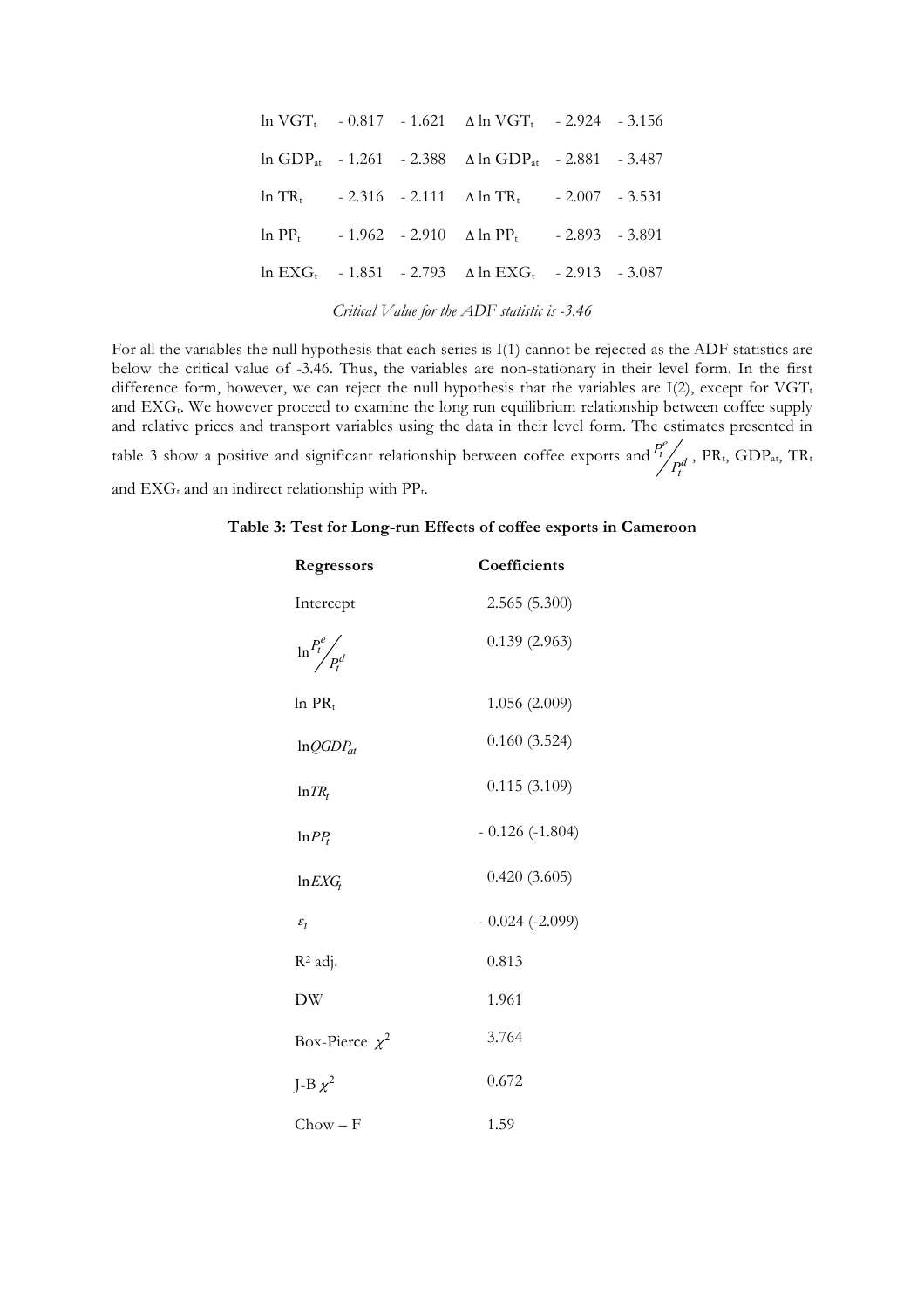| | | | | | |
|---|---|---|---|---|---|
| $\ln VGT_t$ | - 0.817 | - 1.621 | $\Delta \ln VGT_t$ | - 2.924 | - 3.156 |
| $\ln GDP_{at}$ | - 1.261 | - 2.388 | $\Delta \ln GDP_{at}$ | - 2.881 | - 3.487 |
| $\ln TR_t$ | - 2.316 | - 2.111 | $\Delta \ln TR_t$ | - 2.007 | - 3.531 |
| $\ln PP_t$ | - 1.962 | - 2.910 | $\Delta \ln PP_t$ | - 2.893 | - 3.891 |
| $\ln EXG_t$ | - 1.851 | - 2.793 | $\Delta \ln EXG_t$ | - 2.913 | - 3.087 |

*Critical Value for the ADF statistic is -3.46*

For all the variables the null hypothesis that each series is I(1) cannot be rejected as the ADF statistics are below the critical value of -3.46. Thus, the variables are non-stationary in their level form. In the first difference form, however, we can reject the null hypothesis that the variables are I(2), except for $VGT_t$ and $EXG_t$. We however proceed to examine the long run equilibrium relationship between coffee supply and relative prices and transport variables using the data in their level form. The estimates presented in table 3 show a positive and significant relationship between coffee exports and $P_t^e / P_t^d$, $PR_t$, $GDP_{at}$, $TR_t$ and $EXG_t$ and an indirect relationship with $PP_t$.

**Table 3: Test for Long-run Effects of coffee exports in Cameroon**

| **Regressors** | **Coefficients** |
|---|---|
| Intercept | 2.565 (5.300) |
| $\ln P_t^e / P_t^d$ | 0.139 (2.963) |
| $\ln PR_t$ | 1.056 (2.009) |
| $\ln QGDP_{at}$ | 0.160 (3.524) |
| $\ln TR_t$ | 0.115 (3.109) |
| $\ln PP_t$ | - 0.126 (-1.804) |
| $\ln EXG_t$ | 0.420 (3.605) |
| $\varepsilon_t$ | - 0.024 (-2.099) |
| $R^2$ adj. | 0.813 |
| DW | 1.961 |
| Box-Pierce $\chi^2$ | 3.764 |
| J-B $\chi^2$ | 0.672 |
| Chow – F | 1.59 |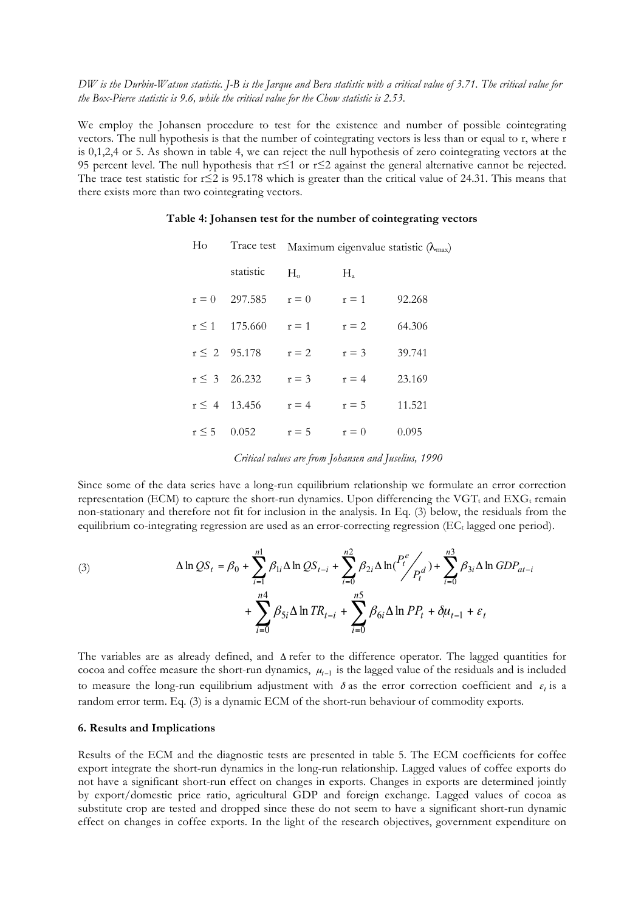*DW is the Durbin-Watson statistic. J-B is the Jarque and Bera statistic with a critical value of 3.71. The critical value for the Box-Pierce statistic is 9.6, while the critical value for the Chow statistic is 2.53.*

We employ the Johansen procedure to test for the existence and number of possible cointegrating vectors. The null hypothesis is that the number of cointegrating vectors is less than or equal to r, where r is 0,1,2,4 or 5. As shown in table 4, we can reject the null hypothesis of zero cointegrating vectors at the 95 percent level. The null hypothesis that r≤1 or r≤2 against the general alternative cannot be rejected. The trace test statistic for r≤2 is 95.178 which is greater than the critical value of 24.31. This means that there exists more than two cointegrating vectors.

**Table 4: Johansen test for the number of cointegrating vectors**

| Ho | Trace test statistic | Maximum eigenvalue statistic ($\lambda_{max}$) | | |
|---|---|---|---|---|
| | | $H_o$ | $H_a$ | |
| r = 0 | 297.585 | r = 0 | r = 1 | 92.268 |
| r ≤ 1 | 175.660 | r = 1 | r = 2 | 64.306 |
| r ≤ 2 | 95.178 | r = 2 | r = 3 | 39.741 |
| r ≤ 3 | 26.232 | r = 3 | r = 4 | 23.169 |
| r ≤ 4 | 13.456 | r = 4 | r = 5 | 11.521 |
| r ≤ 5 | 0.052 | r = 5 | r = 0 | 0.095 |

*Critical values are from Johansen and Juselius, 1990*

Since some of the data series have a long-run equilibrium relationship we formulate an error correction representation (ECM) to capture the short-run dynamics. Upon differencing the $VGT_t$ and $EXG_t$ remain non-stationary and therefore not fit for inclusion in the analysis. In Eq. (3) below, the residuals from the equilibrium co-integrating regression are used as an error-correcting regression ($EC_t$ lagged one period).

(3)
$$\Delta \ln QS_t = \beta_0 + \sum_{i=1}^{n1} \beta_{1i} \Delta \ln QS_{t-i} + \sum_{i=0}^{n2} \beta_{2i} \Delta \ln (P_t^e / P_t^d) + \sum_{i=0}^{n3} \beta_{3i} \Delta \ln GDP_{at-i} + \sum_{i=0}^{n4} \beta_{5i} \Delta \ln TR_{t-i} + \sum_{i=0}^{n5} \beta_{6i} \Delta \ln PP_t + \delta \mu_{t-1} + \varepsilon_t$$

The variables are as already defined, and $\Delta$ refer to the difference operator. The lagged quantities for cocoa and coffee measure the short-run dynamics, $\mu_{t-1}$ is the lagged value of the residuals and is included to measure the long-run equilibrium adjustment with $\delta$ as the error correction coefficient and $\varepsilon_t$ is a random error term. Eq. (3) is a dynamic ECM of the short-run behaviour of commodity exports.

## 6. Results and Implications

Results of the ECM and the diagnostic tests are presented in table 5. The ECM coefficients for coffee export integrate the short-run dynamics in the long-run relationship. Lagged values of coffee exports do not have a significant short-run effect on changes in exports. Changes in exports are determined jointly by export/domestic price ratio, agricultural GDP and foreign exchange. Lagged values of cocoa as substitute crop are tested and dropped since these do not seem to have a significant short-run dynamic effect on changes in coffee exports. In the light of the research objectives, government expenditure on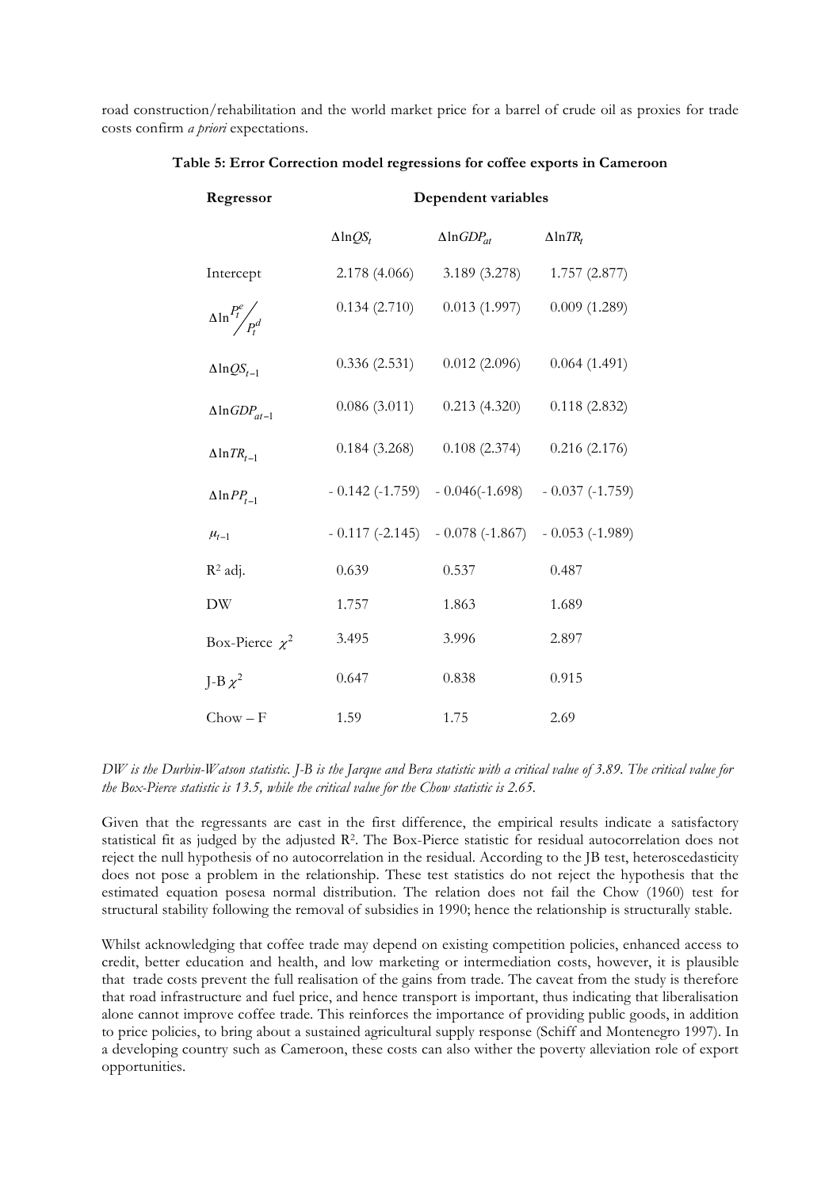road construction/rehabilitation and the world market price for a barrel of crude oil as proxies for trade costs confirm *a priori* expectations.

**Table 5: Error Correction model regressions for coffee exports in Cameroon**

| Regressor | Dependent variables | | |
|---|---|---|---|
| | $\Delta \ln QS_t$ | $\Delta \ln GDP_{at}$ | $\Delta \ln TR_t$ |
| Intercept | 2.178 (4.066) | 3.189 (3.278) | 1.757 (2.877) |
| $\Delta \ln P_t^e / P_t^d$ | 0.134 (2.710) | 0.013 (1.997) | 0.009 (1.289) |
| $\Delta \ln QS_{t-1}$ | 0.336 (2.531) | 0.012 (2.096) | 0.064 (1.491) |
| $\Delta \ln GDP_{at-1}$ | 0.086 (3.011) | 0.213 (4.320) | 0.118 (2.832) |
| $\Delta \ln TR_{t-1}$ | 0.184 (3.268) | 0.108 (2.374) | 0.216 (2.176) |
| $\Delta \ln PP_{t-1}$ | - 0.142 (-1.759) | - 0.046(-1.698) | - 0.037 (-1.759) |
| $\mu_{t-1}$ | - 0.117 (-2.145) | - 0.078 (-1.867) | - 0.053 (-1.989) |
| $R^2$ adj. | 0.639 | 0.537 | 0.487 |
| DW | 1.757 | 1.863 | 1.689 |
| Box-Pierce $\chi^2$ | 3.495 | 3.996 | 2.897 |
| J-B $\chi^2$ | 0.647 | 0.838 | 0.915 |
| Chow – F | 1.59 | 1.75 | 2.69 |

*DW is the Durbin-Watson statistic. J-B is the Jarque and Bera statistic with a critical value of 3.89. The critical value for the Box-Pierce statistic is 13.5, while the critical value for the Chow statistic is 2.65.*

Given that the regressants are cast in the first difference, the empirical results indicate a satisfactory statistical fit as judged by the adjusted $R^2$. The Box-Pierce statistic for residual autocorrelation does not reject the null hypothesis of no autocorrelation in the residual. According to the JB test, heteroscedasticity does not pose a problem in the relationship. These test statistics do not reject the hypothesis that the estimated equation posesa normal distribution. The relation does not fail the Chow (1960) test for structural stability following the removal of subsidies in 1990; hence the relationship is structurally stable.

Whilst acknowledging that coffee trade may depend on existing competition policies, enhanced access to credit, better education and health, and low marketing or intermediation costs, however, it is plausible that trade costs prevent the full realisation of the gains from trade. The caveat from the study is therefore that road infrastructure and fuel price, and hence transport is important, thus indicating that liberalisation alone cannot improve coffee trade. This reinforces the importance of providing public goods, in addition to price policies, to bring about a sustained agricultural supply response (Schiff and Montenegro 1997). In a developing country such as Cameroon, these costs can also wither the poverty alleviation role of export opportunities.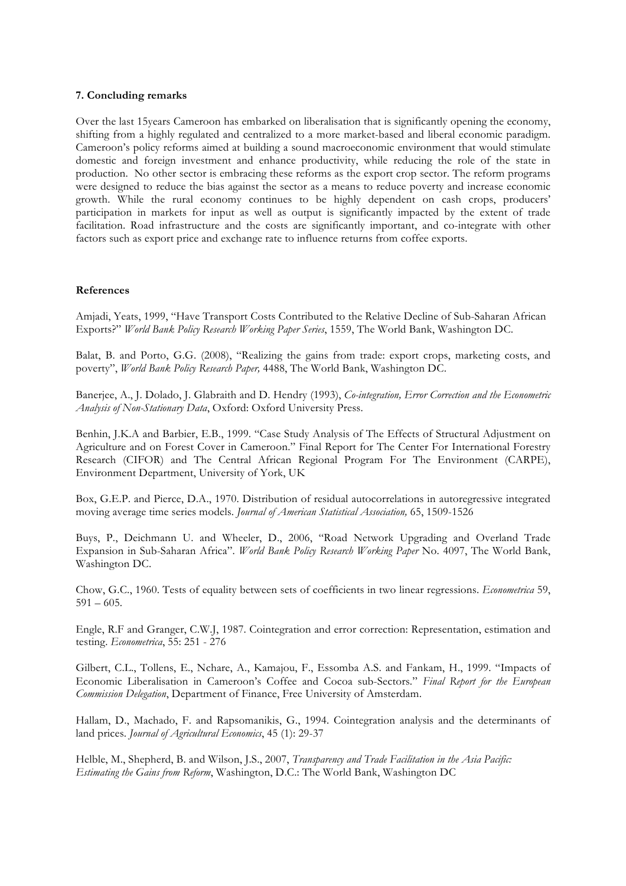**7. Concluding remarks**

Over the last 15years Cameroon has embarked on liberalisation that is significantly opening the economy, shifting from a highly regulated and centralized to a more market-based and liberal economic paradigm. Cameroon's policy reforms aimed at building a sound macroeconomic environment that would stimulate domestic and foreign investment and enhance productivity, while reducing the role of the state in production. No other sector is embracing these reforms as the export crop sector. The reform programs were designed to reduce the bias against the sector as a means to reduce poverty and increase economic growth. While the rural economy continues to be highly dependent on cash crops, producers' participation in markets for input as well as output is significantly impacted by the extent of trade facilitation. Road infrastructure and the costs are significantly important, and co-integrate with other factors such as export price and exchange rate to influence returns from coffee exports.

**References**

Amjadi, Yeats, 1999, "Have Transport Costs Contributed to the Relative Decline of Sub-Saharan African Exports?" *World Bank Policy Research Working Paper Series*, 1559, The World Bank, Washington DC.

Balat, B. and Porto, G.G. (2008), "Realizing the gains from trade: export crops, marketing costs, and poverty", *World Bank Policy Research Paper,* 4488, The World Bank, Washington DC.

Banerjee, A., J. Dolado, J. Glabraith and D. Hendry (1993), *Co-integration, Error Correction and the Econometric Analysis of Non-Stationary Data*, Oxford: Oxford University Press.

Benhin, J.K.A and Barbier, E.B., 1999. "Case Study Analysis of The Effects of Structural Adjustment on Agriculture and on Forest Cover in Cameroon." Final Report for The Center For International Forestry Research (CIFOR) and The Central African Regional Program For The Environment (CARPE), Environment Department, University of York, UK

Box, G.E.P. and Pierce, D.A., 1970. Distribution of residual autocorrelations in autoregressive integrated moving average time series models. *Journal of American Statistical Association,* 65, 1509-1526

Buys, P., Deichmann U. and Wheeler, D., 2006, "Road Network Upgrading and Overland Trade Expansion in Sub-Saharan Africa". *World Bank Policy Research Working Paper* No. 4097, The World Bank, Washington DC.

Chow, G.C., 1960. Tests of equality between sets of coefficients in two linear regressions. *Econometrica* 59, 591 – 605.

Engle, R.F and Granger, C.W.J, 1987. Cointegration and error correction: Representation, estimation and testing. *Econometrica*, 55: 251 - 276

Gilbert, C.L., Tollens, E., Nchare, A., Kamajou, F., Essomba A.S. and Fankam, H., 1999. "Impacts of Economic Liberalisation in Cameroon's Coffee and Cocoa sub-Sectors." *Final Report for the European Commission Delegation*, Department of Finance, Free University of Amsterdam.

Hallam, D., Machado, F. and Rapsomanikis, G., 1994. Cointegration analysis and the determinants of land prices. *Journal of Agricultural Economics*, 45 (1): 29-37

Helble, M., Shepherd, B. and Wilson, J.S., 2007, *Transparency and Trade Facilitation in the Asia Pacific: Estimating the Gains from Reform*, Washington, D.C.: The World Bank, Washington DC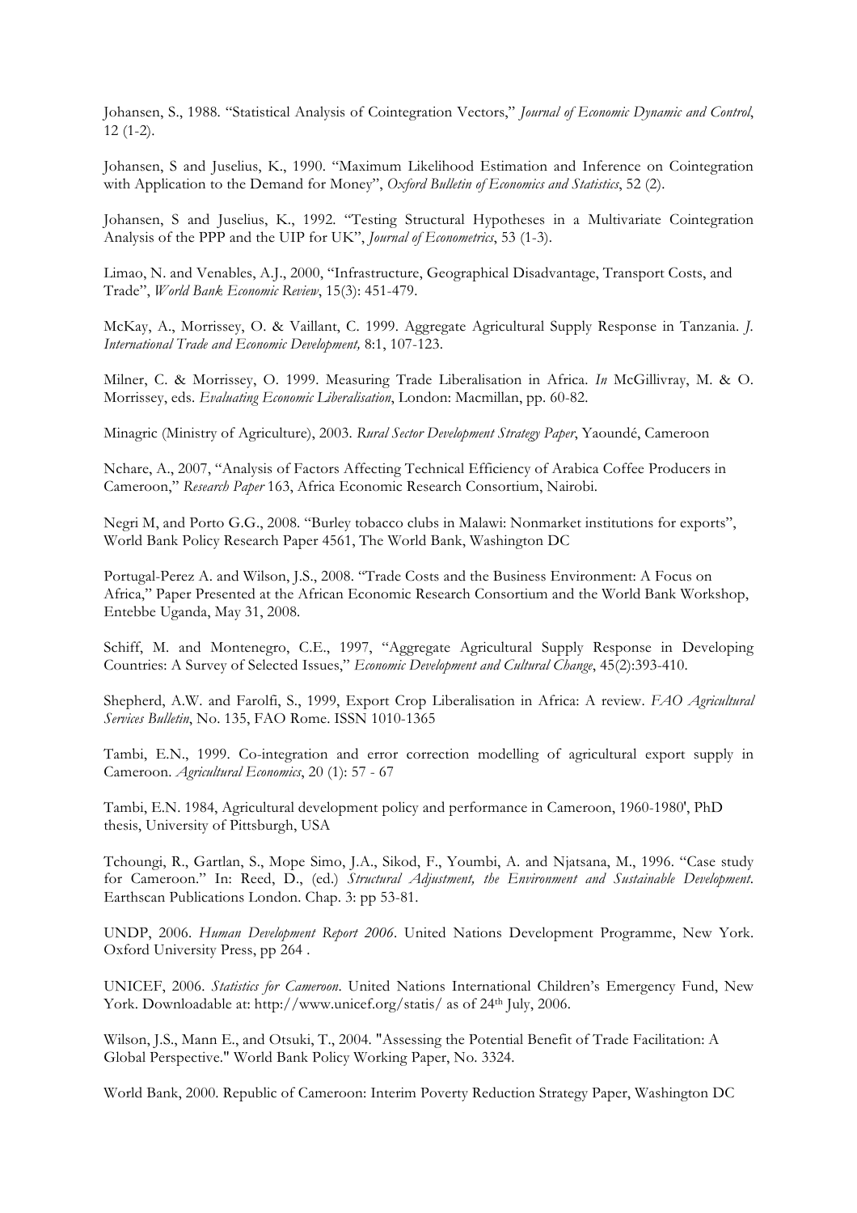Johansen, S., 1988. "Statistical Analysis of Cointegration Vectors," *Journal of Economic Dynamic and Control*, 12 (1-2).

Johansen, S and Juselius, K., 1990. "Maximum Likelihood Estimation and Inference on Cointegration with Application to the Demand for Money", *Oxford Bulletin of Economics and Statistics*, 52 (2).

Johansen, S and Juselius, K., 1992. "Testing Structural Hypotheses in a Multivariate Cointegration Analysis of the PPP and the UIP for UK", *Journal of Econometrics*, 53 (1-3).

Limao, N. and Venables, A.J., 2000, "Infrastructure, Geographical Disadvantage, Transport Costs, and Trade", *World Bank Economic Review*, 15(3): 451-479.

McKay, A., Morrissey, O. & Vaillant, C. 1999. Aggregate Agricultural Supply Response in Tanzania. *J. International Trade and Economic Development,* 8:1, 107-123.

Milner, C. & Morrissey, O. 1999. Measuring Trade Liberalisation in Africa. *In* McGillivray, M. & O. Morrissey, eds. *Evaluating Economic Liberalisation*, London: Macmillan, pp. 60-82.

Minagric (Ministry of Agriculture), 2003. *Rural Sector Development Strategy Paper*, Yaoundé, Cameroon

Nchare, A., 2007, "Analysis of Factors Affecting Technical Efficiency of Arabica Coffee Producers in Cameroon," *Research Paper* 163, Africa Economic Research Consortium, Nairobi.

Negri M, and Porto G.G., 2008. "Burley tobacco clubs in Malawi: Nonmarket institutions for exports", World Bank Policy Research Paper 4561, The World Bank, Washington DC

Portugal-Perez A. and Wilson, J.S., 2008. "Trade Costs and the Business Environment: A Focus on Africa," Paper Presented at the African Economic Research Consortium and the World Bank Workshop, Entebbe Uganda, May 31, 2008.

Schiff, M. and Montenegro, C.E., 1997, "Aggregate Agricultural Supply Response in Developing Countries: A Survey of Selected Issues," *Economic Development and Cultural Change*, 45(2):393-410.

Shepherd, A.W. and Farolfi, S., 1999, Export Crop Liberalisation in Africa: A review. *FAO Agricultural Services Bulletin*, No. 135, FAO Rome. ISSN 1010-1365

Tambi, E.N., 1999. Co-integration and error correction modelling of agricultural export supply in Cameroon. *Agricultural Economics*, 20 (1): 57 - 67

Tambi, E.N. 1984, Agricultural development policy and performance in Cameroon, 1960-1980', PhD thesis, University of Pittsburgh, USA

Tchoungi, R., Gartlan, S., Mope Simo, J.A., Sikod, F., Youmbi, A. and Njatsana, M., 1996. "Case study for Cameroon." In: Reed, D., (ed.) *Structural Adjustment, the Environment and Sustainable Development*. Earthscan Publications London. Chap. 3: pp 53-81.

UNDP, 2006. *Human Development Report 2006*. United Nations Development Programme, New York. Oxford University Press, pp 264 .

UNICEF, 2006. *Statistics for Cameroon*. United Nations International Children's Emergency Fund, New York. Downloadable at: http://www.unicef.org/statis/ as of 24th July, 2006.

Wilson, J.S., Mann E., and Otsuki, T., 2004. "Assessing the Potential Benefit of Trade Facilitation: A Global Perspective." World Bank Policy Working Paper, No. 3324.

World Bank, 2000. Republic of Cameroon: Interim Poverty Reduction Strategy Paper, Washington DC